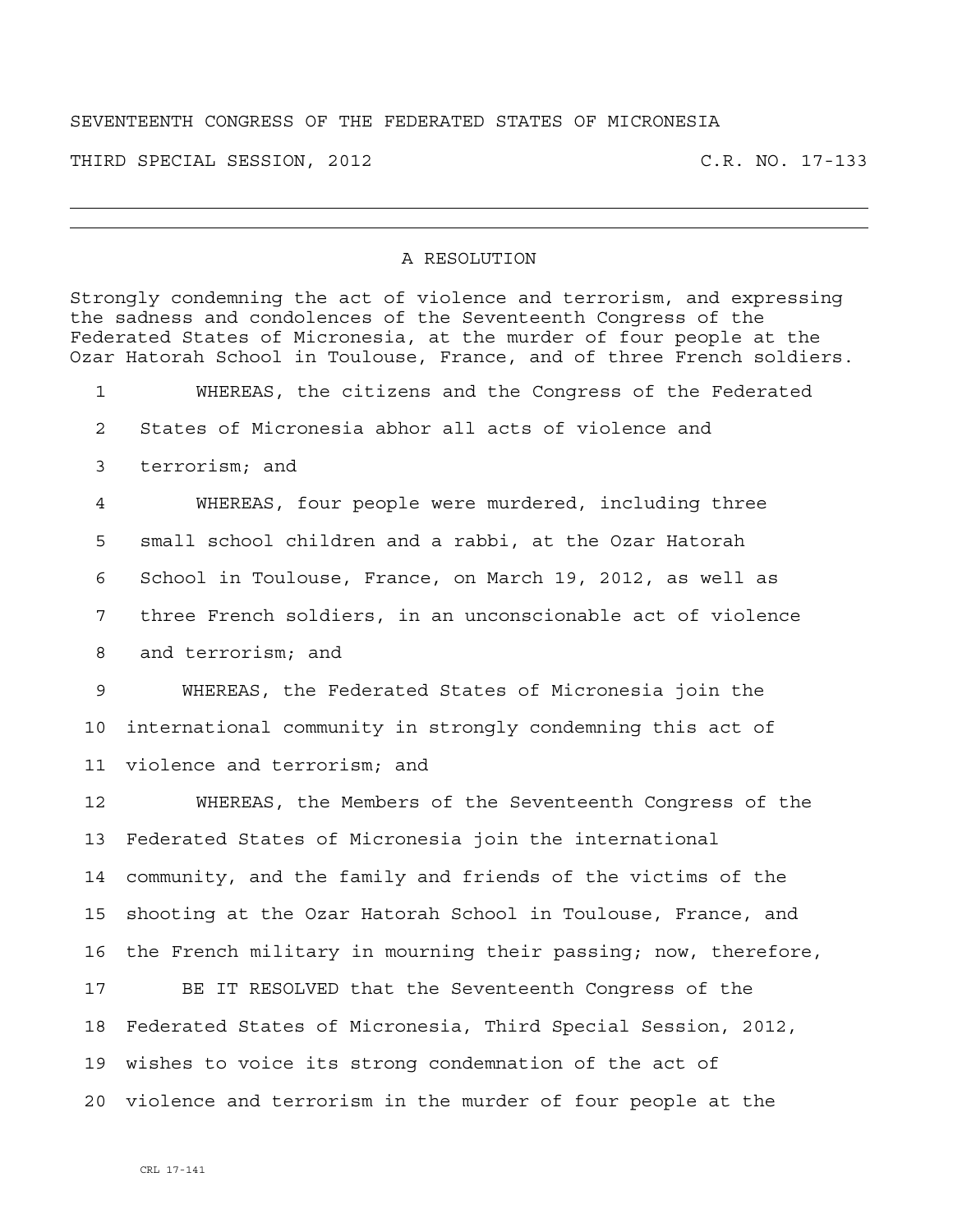SEVENTEENTH CONGRESS OF THE FEDERATED STATES OF MICRONESIA

THIRD SPECIAL SESSION, 2012 C.R. NO. 17-133

---

## A RESOLUTION

Strongly condemning the act of violence and terrorism, and expressing the sadness and condolences of the Seventeenth Congress of the Federated States of Micronesia, at the murder of four people at the Ozar Hatorah School in Toulouse, France, and of three French soldiers.

1 WHEREAS, the citizens and the Congress of the Federated
2 States of Micronesia abhor all acts of violence and
3 terrorism; and
4 WHEREAS, four people were murdered, including three
5 small school children and a rabbi, at the Ozar Hatorah
6 School in Toulouse, France, on March 19, 2012, as well as
7 three French soldiers, in an unconscionable act of violence
8 and terrorism; and
9 WHEREAS, the Federated States of Micronesia join the
10 international community in strongly condemning this act of
11 violence and terrorism; and
12 WHEREAS, the Members of the Seventeenth Congress of the
13 Federated States of Micronesia join the international
14 community, and the family and friends of the victims of the
15 shooting at the Ozar Hatorah School in Toulouse, France, and
16 the French military in mourning their passing; now, therefore,
17 BE IT RESOLVED that the Seventeenth Congress of the
18 Federated States of Micronesia, Third Special Session, 2012,
19 wishes to voice its strong condemnation of the act of
20 violence and terrorism in the murder of four people at the

CRL 17-141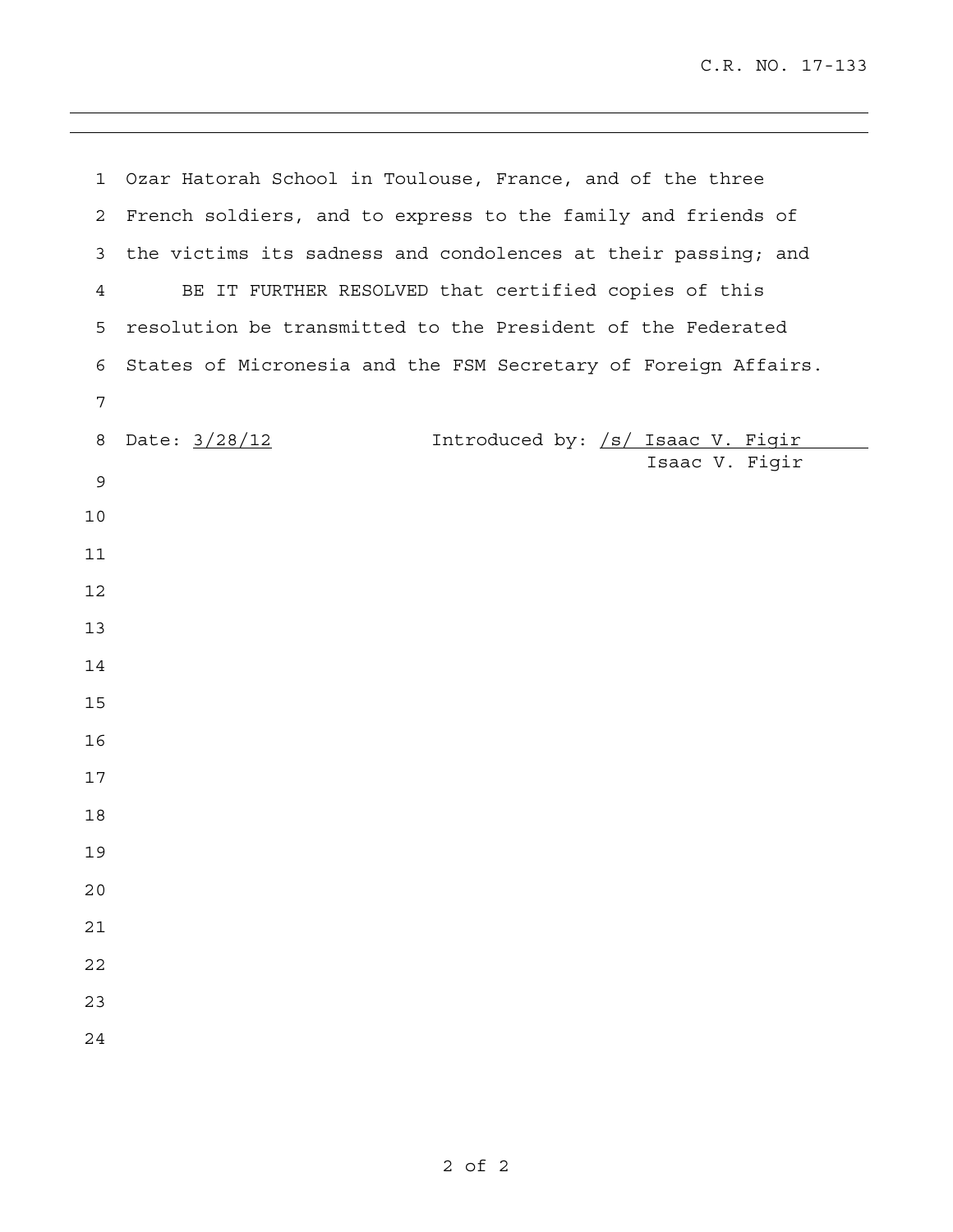Ozar Hatorah School in Toulouse, France, and of the three French soldiers, and to express to the family and friends of the victims its sadness and condolences at their passing; and

BE IT FURTHER RESOLVED that certified copies of this resolution be transmitted to the President of the Federated States of Micronesia and the FSM Secretary of Foreign Affairs.

Date: 3/28/12

Introduced by: /s/ Isaac V. Figir
Isaac V. Figir